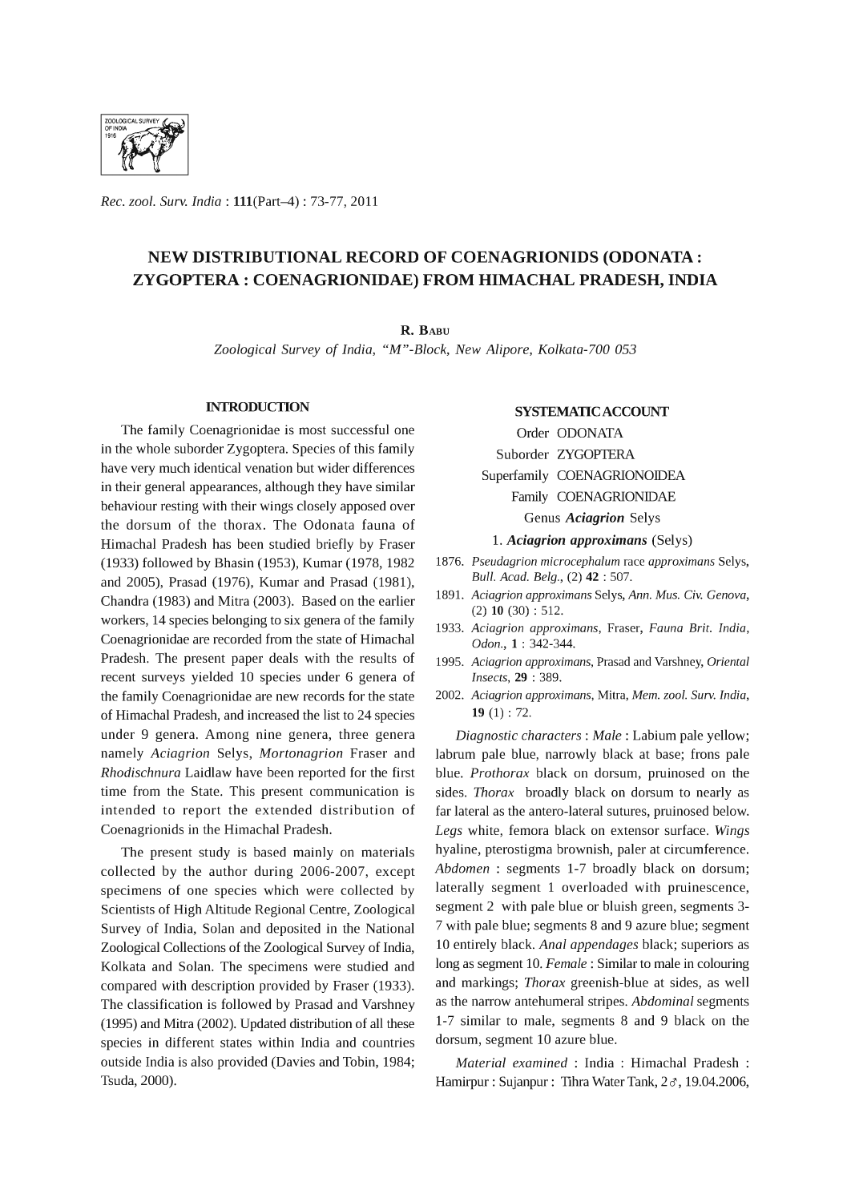Rec. zool. Surv. India : **111**(Part–4) : 73-77, 2011

# NEW DISTRIBUTIONAL RECORD OF COENAGRIONIDS (ODONATA : ZYGOPTERA : COENAGRIONIDAE) FROM HIMACHAL PRADESH, INDIA

**R. Babu**

*Zoological Survey of India, "M"-Block, New Alipore, Kolkata-700 053*

## INTRODUCTION

The family Coenagrionidae is most successful one in the whole suborder Zygoptera. Species of this family have very much identical venation but wider differences in their general appearances, although they have similar behaviour resting with their wings closely apposed over the dorsum of the thorax. The Odonata fauna of Himachal Pradesh has been studied briefly by Fraser (1933) followed by Bhasin (1953), Kumar (1978, 1982 and 2005), Prasad (1976), Kumar and Prasad (1981), Chandra (1983) and Mitra (2003). Based on the earlier workers, 14 species belonging to six genera of the family Coenagrionidae are recorded from the state of Himachal Pradesh. The present paper deals with the results of recent surveys yielded 10 species under 6 genera of the family Coenagrionidae are new records for the state of Himachal Pradesh, and increased the list to 24 species under 9 genera. Among nine genera, three genera namely *Aciagrion* Selys, *Mortonagrion* Fraser and *Rhodischnura* Laidlaw have been reported for the first time from the State. This present communication is intended to report the extended distribution of Coenagrionids in the Himachal Pradesh.

The present study is based mainly on materials collected by the author during 2006-2007, except specimens of one species which were collected by Scientists of High Altitude Regional Centre, Zoological Survey of India, Solan and deposited in the National Zoological Collections of the Zoological Survey of India, Kolkata and Solan. The specimens were studied and compared with description provided by Fraser (1933). The classification is followed by Prasad and Varshney (1995) and Mitra (2002). Updated distribution of all these species in different states within India and countries outside India is also provided (Davies and Tobin, 1984; Tsuda, 2000).

## SYSTEMATIC ACCOUNT

Order ODONATA

Suborder ZYGOPTERA

Superfamily COENAGRIONOIDEA

Family COENAGRIONIDAE

Genus ***Aciagrion*** Selys

### 1. *Aciagrion approximans* (Selys)

1876. *Pseudagrion microcephalum* race *approximans* Selys, *Bull. Acad. Belg.*, (2) **42** : 507.

1891. *Aciagrion approximans* Selys, *Ann. Mus. Civ. Genova*, (2) **10** (30) : 512.

1933. *Aciagrion approximans*, Fraser, *Fauna Brit. India, Odon.*, **1** : 342-344.

1995. *Aciagrion approximans*, Prasad and Varshney, *Oriental Insects*, **29** : 389.

2002. *Aciagrion approximans*, Mitra, *Mem. zool. Surv. India*, **19** (1) : 72.

*Diagnostic characters* : *Male* : Labium pale yellow; labrum pale blue, narrowly black at base; frons pale blue. *Prothorax* black on dorsum, pruinosed on the sides. *Thorax* broadly black on dorsum to nearly as far lateral as the antero-lateral sutures, pruinosed below. *Legs* white, femora black on extensor surface. *Wings* hyaline, pterostigma brownish, paler at circumference. *Abdomen* : segments 1-7 broadly black on dorsum; laterally segment 1 overloaded with pruinescence, segment 2 with pale blue or bluish green, segments 3-7 with pale blue; segments 8 and 9 azure blue; segment 10 entirely black. *Anal appendages* black; superiors as long as segment 10. *Female* : Similar to male in colouring and markings; *Thorax* greenish-blue at sides, as well as the narrow antehumeral stripes. *Abdominal* segments 1-7 similar to male, segments 8 and 9 black on the dorsum, segment 10 azure blue.

*Material examined* : India : Himachal Pradesh : Hamirpur : Sujanpur : Tihra Water Tank, 2♂, 19.04.2006,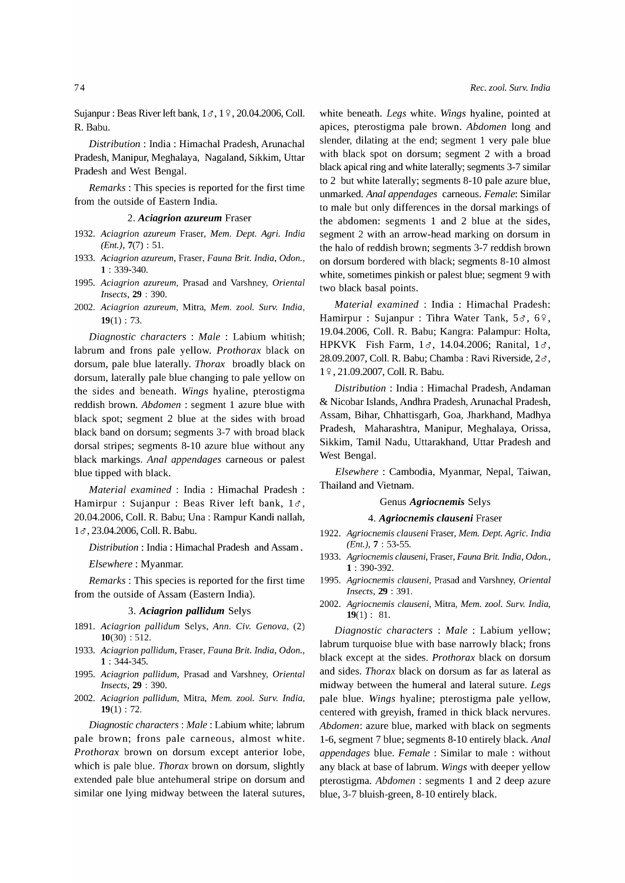Sujanpur : Beas River left bank, 1♂, 1♀, 20.04.2006, Coll. R. Babu.

*Distribution* : India : Himachal Pradesh, Arunachal Pradesh, Manipur, Meghalaya, Nagaland, Sikkim, Uttar Pradesh and West Bengal.

*Remarks* : This species is reported for the first time from the outside of Eastern India.

### 2. *Aciagrion azureum* Fraser

1932. *Aciagrion azureum* Fraser, *Mem. Dept. Agri. India (Ent.)*, **7**(7) : 51.
1933. *Aciagrion azureum*, Fraser, *Fauna Brit. India, Odon.*, **1** : 339-340.
1995. *Aciagrion azureum*, Prasad and Varshney, *Oriental Insects*, **29** : 390.
2002. *Aciagrion azureum*, Mitra, *Mem. zool. Surv. India*, **19**(1) : 73.

*Diagnostic characters* : *Male* : Labium whitish; labrum and frons pale yellow. *Prothorax* black on dorsum, pale blue laterally. *Thorax* broadly black on dorsum, laterally pale blue changing to pale yellow on the sides and beneath. *Wings* hyaline, pterostigma reddish brown. *Abdomen* : segment 1 azure blue with black spot; segment 2 blue at the sides with broad black band on dorsum; segments 3-7 with broad black dorsal stripes; segments 8-10 azure blue without any black markings. *Anal appendages* carneous or palest blue tipped with black.

*Material examined* : India : Himachal Pradesh : Hamirpur : Sujanpur : Beas River left bank, 1♂, 20.04.2006, Coll. R. Babu; Una : Rampur Kandi nallah, 1♂, 23.04.2006, Coll. R. Babu.

*Distribution* : India : Himachal Pradesh and Assam.

*Elsewhere* : Myanmar.

*Remarks* : This species is reported for the first time from the outside of Assam (Eastern India).

### 3. *Aciagrion pallidum* Selys

1891. *Aciagrion pallidum* Selys, *Ann. Civ. Genova*, (2) **10**(30) : 512.
1933. *Aciagrion pallidum*, Fraser, *Fauna Brit. India, Odon.*, **1** : 344-345.
1995. *Aciagrion pallidum*, Prasad and Varshney, *Oriental Insects*, **29** : 390.
2002. *Aciagrion pallidum*, Mitra, *Mem. zool. Surv. India*, **19**(1) : 72.

*Diagnostic characters* : *Male* : Labium white; labrum pale brown; frons pale carneous, almost white. *Prothorax* brown on dorsum except anterior lobe, which is pale blue. *Thorax* brown on dorsum, slightly extended pale blue antehumeral stripe on dorsum and similar one lying midway between the lateral sutures, white beneath. *Legs* white. *Wings* hyaline, pointed at apices, pterostigma pale brown. *Abdomen* long and slender, dilating at the end; segment 1 very pale blue with black spot on dorsum; segment 2 with a broad black apical ring and white laterally; segments 3-7 similar to 2 but white laterally; segments 8-10 pale azure blue, unmarked. *Anal appendages* carneous. *Female*: Similar to male but only differences in the dorsal markings of the abdomen: segments 1 and 2 blue at the sides, segment 2 with an arrow-head marking on dorsum in the halo of reddish brown; segments 3-7 reddish brown on dorsum bordered with black; segments 8-10 almost white, sometimes pinkish or palest blue; segment 9 with two black basal points.

*Material examined* : India : Himachal Pradesh: Hamirpur : Sujanpur : Tihra Water Tank, 5♂, 6♀, 19.04.2006, Coll. R. Babu; Kangra: Palampur: Holta, HPKVK Fish Farm, 1♂, 14.04.2006; Ranital, 1♂, 28.09.2007, Coll. R. Babu; Chamba : Ravi Riverside, 2♂, 1♀, 21.09.2007, Coll. R. Babu.

*Distribution* : India : Himachal Pradesh, Andaman & Nicobar Islands, Andhra Pradesh, Arunachal Pradesh, Assam, Bihar, Chhattisgarh, Goa, Jharkhand, Madhya Pradesh, Maharashtra, Manipur, Meghalaya, Orissa, Sikkim, Tamil Nadu, Uttarakhand, Uttar Pradesh and West Bengal.

*Elsewhere* : Cambodia, Myanmar, Nepal, Taiwan, Thailand and Vietnam.

## Genus *Agriocnemis* Selys

### 4. *Agriocnemis clauseni* Fraser

1922. *Agriocnemis clauseni* Fraser, *Mem. Dept. Agric. India (Ent.)*, **7** : 53-55.
1933. *Agriocnemis clauseni*, Fraser, *Fauna Brit. India, Odon.*, **1** : 390-392.
1995. *Agriocnemis clauseni*, Prasad and Varshney, *Oriental Insects*, **29** : 391.
2002. *Agriocnemis clauseni*, Mitra, *Mem. zool. Surv. India*, **19**(1) : 81.

*Diagnostic characters* : *Male* : Labium yellow; labrum turquoise blue with base narrowly black; frons black except at the sides. *Prothorax* black on dorsum and sides. *Thorax* black on dorsum as far as lateral as midway between the humeral and lateral suture. *Legs* pale blue. *Wings* hyaline; pterostigma pale yellow, centered with greyish, framed in thick black nervures. *Abdomen*: azure blue, marked with black on segments 1-6, segment 7 blue; segments 8-10 entirely black. *Anal appendages* blue. *Female* : Similar to male : without any black at base of labrum. *Wings* with deeper yellow pterostigma. *Abdomen* : segments 1 and 2 deep azure blue, 3-7 bluish-green, 8-10 entirely black.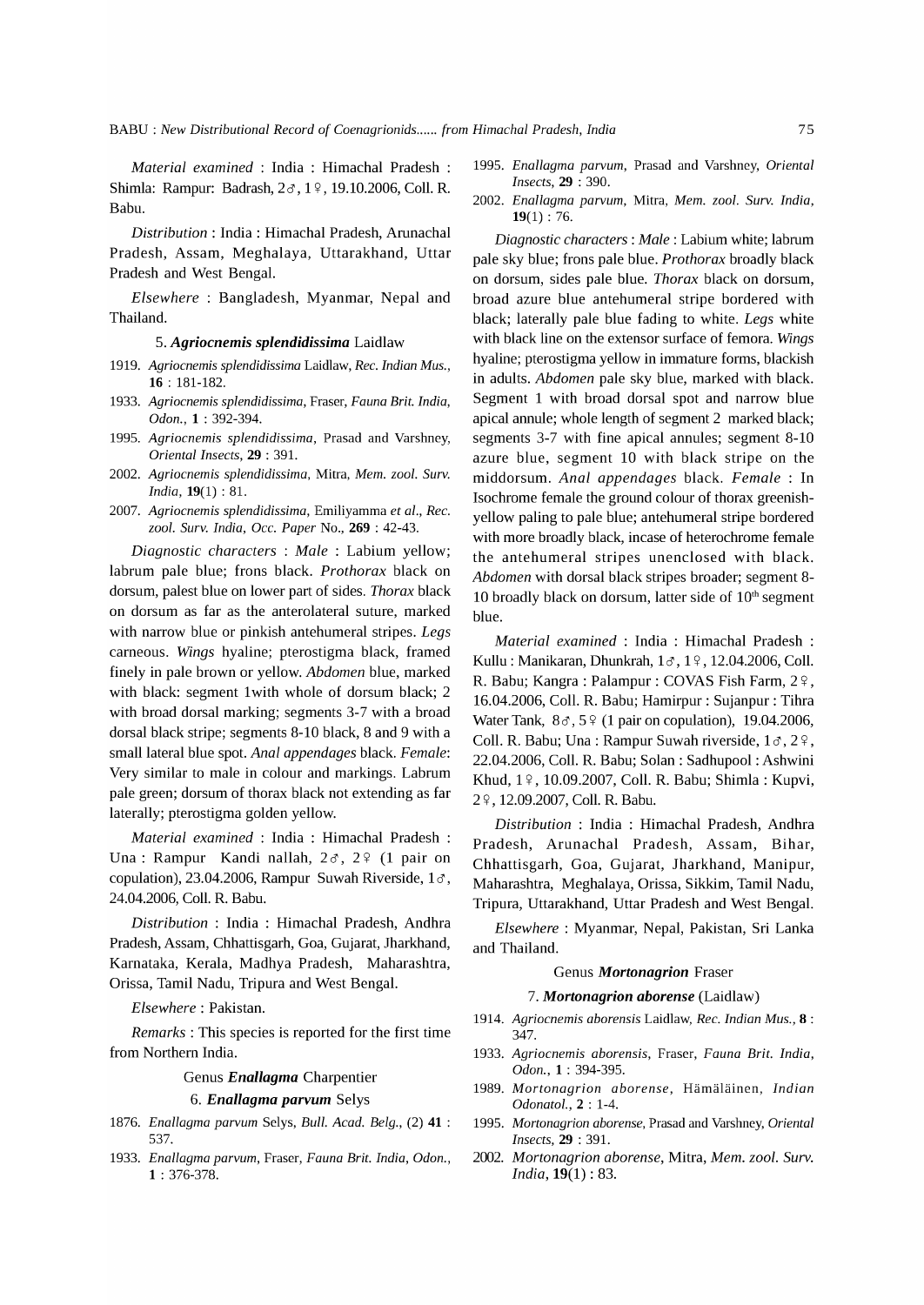*Material examined* : India : Himachal Pradesh : Shimla: Rampur: Badrash, 2♂, 1♀, 19.10.2006, Coll. R. Babu.

*Distribution* : India : Himachal Pradesh, Arunachal Pradesh, Assam, Meghalaya, Uttarakhand, Uttar Pradesh and West Bengal.

*Elsewhere* : Bangladesh, Myanmar, Nepal and Thailand.

### 5. *Agriocnemis splendidissima* Laidlaw

1919. *Agriocnemis splendidissima* Laidlaw, *Rec. Indian Mus.*, **16** : 181-182.
1933. *Agriocnemis splendidissima*, Fraser, *Fauna Brit. India, Odon.*, **1** : 392-394.
1995. *Agriocnemis splendidissima*, Prasad and Varshney, *Oriental Insects*, **29** : 391.
2002. *Agriocnemis splendidissima*, Mitra, *Mem. zool. Surv. India*, **19**(1) : 81.
2007. *Agriocnemis splendidissima*, Emiliyamma *et al.*, *Rec. zool. Surv. India, Occ. Paper* No., **269** : 42-43.

*Diagnostic characters* : *Male* : Labium yellow; labrum pale blue; frons black. *Prothorax* black on dorsum, palest blue on lower part of sides. *Thorax* black on dorsum as far as the anterolateral suture, marked with narrow blue or pinkish antehumeral stripes. *Legs* carneous. *Wings* hyaline; pterostigma black, framed finely in pale brown or yellow. *Abdomen* blue, marked with black: segment 1with whole of dorsum black; 2 with broad dorsal marking; segments 3-7 with a broad dorsal black stripe; segments 8-10 black, 8 and 9 with a small lateral blue spot. *Anal appendages* black. *Female*: Very similar to male in colour and markings. Labrum pale green; dorsum of thorax black not extending as far laterally; pterostigma golden yellow.

*Material examined* : India : Himachal Pradesh : Una : Rampur Kandi nallah, 2♂, 2♀ (1 pair on copulation), 23.04.2006, Rampur Suwah Riverside, 1♂, 24.04.2006, Coll. R. Babu.

*Distribution* : India : Himachal Pradesh, Andhra Pradesh, Assam, Chhattisgarh, Goa, Gujarat, Jharkhand, Karnataka, Kerala, Madhya Pradesh, Maharashtra, Orissa, Tamil Nadu, Tripura and West Bengal.

*Elsewhere* : Pakistan.

*Remarks* : This species is reported for the first time from Northern India.

## Genus *Enallagma* Charpentier

### 6. *Enallagma parvum* Selys

1876. *Enallagma parvum* Selys, *Bull. Acad. Belg.*, (2) **41** : 537.
1933. *Enallagma parvum*, Fraser, *Fauna Brit. India, Odon.*, **1** : 376-378.
1995. *Enallagma parvum*, Prasad and Varshney, *Oriental Insects*, **29** : 390.
2002. *Enallagma parvum*, Mitra, *Mem. zool. Surv. India*, **19**(1) : 76.

*Diagnostic characters* : *Male* : Labium white; labrum pale sky blue; frons pale blue. *Prothorax* broadly black on dorsum, sides pale blue. *Thorax* black on dorsum, broad azure blue antehumeral stripe bordered with black; laterally pale blue fading to white. *Legs* white with black line on the extensor surface of femora. *Wings* hyaline; pterostigma yellow in immature forms, blackish in adults. *Abdomen* pale sky blue, marked with black. Segment 1 with broad dorsal spot and narrow blue apical annule; whole length of segment 2 marked black; segments 3-7 with fine apical annules; segment 8-10 azure blue, segment 10 with black stripe on the middorsum. *Anal appendages* black. *Female* : In Isochrome female the ground colour of thorax greenish-yellow paling to pale blue; antehumeral stripe bordered with more broadly black, incase of heterochrome female the antehumeral stripes unenclosed with black. *Abdomen* with dorsal black stripes broader; segment 8-10 broadly black on dorsum, latter side of 10th segment blue.

*Material examined* : India : Himachal Pradesh : Kullu : Manikaran, Dhunkrah, 1♂, 1♀, 12.04.2006, Coll. R. Babu; Kangra : Palampur : COVAS Fish Farm, 2♀, 16.04.2006, Coll. R. Babu; Hamirpur : Sujanpur : Tihra Water Tank, 8♂, 5♀ (1 pair on copulation), 19.04.2006, Coll. R. Babu; Una : Rampur Suwah riverside, 1♂, 2♀, 22.04.2006, Coll. R. Babu; Solan : Sadhupool : Ashwini Khud, 1♀, 10.09.2007, Coll. R. Babu; Shimla : Kupvi, 2♀, 12.09.2007, Coll. R. Babu.

*Distribution* : India : Himachal Pradesh, Andhra Pradesh, Arunachal Pradesh, Assam, Bihar, Chhattisgarh, Goa, Gujarat, Jharkhand, Manipur, Maharashtra, Meghalaya, Orissa, Sikkim, Tamil Nadu, Tripura, Uttarakhand, Uttar Pradesh and West Bengal.

*Elsewhere* : Myanmar, Nepal, Pakistan, Sri Lanka and Thailand.

## Genus *Mortonagrion* Fraser

### 7. *Mortonagrion aborense* (Laidlaw)

1914. *Agriocnemis aborensis* Laidlaw, *Rec. Indian Mus.*, **8** : 347.
1933. *Agriocnemis aborensis*, Fraser, *Fauna Brit. India, Odon.*, **1** : 394-395.
1989. *Mortonagrion aborense*, Hämäläinen, *Indian Odonatol.*, **2** : 1-4.
1995. *Mortonagrion aborense*, Prasad and Varshney, *Oriental Insects*, **29** : 391.
2002. *Mortonagrion aborense*, Mitra, *Mem. zool. Surv. India*, **19**(1) : 83.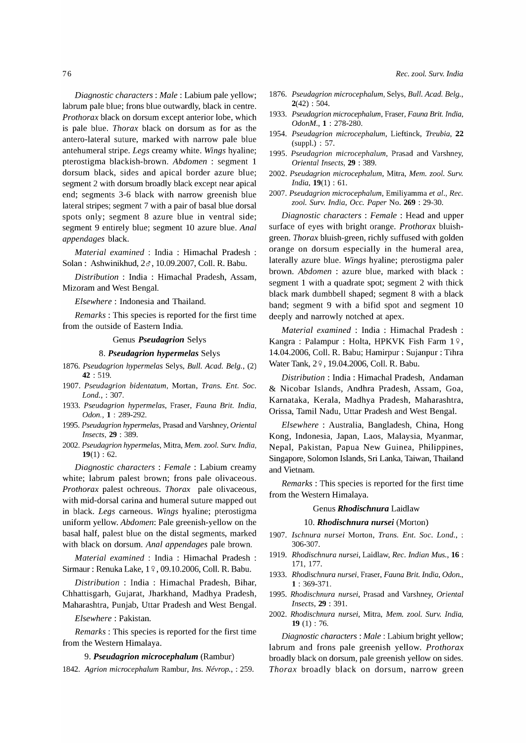*Diagnostic characters* : *Male* : Labium pale yellow; labrum pale blue; frons blue outwardly, black in centre. *Prothorax* black on dorsum except anterior lobe, which is pale blue. *Thorax* black on dorsum as for as the antero-lateral suture, marked with narrow pale blue antehumeral stripe. *Legs* creamy white. *Wings* hyaline; pterostigma blackish-brown. *Abdomen* : segment 1 dorsum black, sides and apical border azure blue; segment 2 with dorsum broadly black except near apical end; segments 3-6 black with narrow greenish blue lateral stripes; segment 7 with a pair of basal blue dorsal spots only; segment 8 azure blue in ventral side; segment 9 entirely blue; segment 10 azure blue. *Anal appendages* black.

*Material examined* : India : Himachal Pradesh : Solan : Ashwinikhud, 2♂, 10.09.2007, Coll. R. Babu.

*Distribution* : India : Himachal Pradesh, Assam, Mizoram and West Bengal.

*Elsewhere* : Indonesia and Thailand.

*Remarks* : This species is reported for the first time from the outside of Eastern India.

### Genus *Pseudagrion* Selys

#### 8. *Pseudagrion hypermelas* Selys

1876. *Pseudagrion hypermelas* Selys, *Bull. Acad. Belg.*, (2) **42** : 519.

1907. *Pseudagrion bidentatum*, Mortan, *Trans. Ent. Soc. Lond.*, : 307.

1933. *Pseudagrion hypermelas*, Fraser, *Fauna Brit. India, Odon.*, **1** : 289-292.

1995. *Pseudagrion hypermelas*, Prasad and Varshney, *Oriental Insects*, **29** : 389.

2002. *Pseudagrion hypermelas*, Mitra, *Mem. zool. Surv. India*, **19**(1) : 62.

*Diagnostic characters* : *Female* : Labium creamy white; labrum palest brown; frons pale olivaceous. *Prothorax* palest ochreous. *Thorax* pale olivaceous, with mid-dorsal carina and humeral suture mapped out in black. *Legs* carneous. *Wings* hyaline; pterostigma uniform yellow. *Abdomen*: Pale greenish-yellow on the basal half, palest blue on the distal segments, marked with black on dorsum. *Anal appendages* pale brown.

*Material examined* : India : Himachal Pradesh : Sirmaur : Renuka Lake, 1♀, 09.10.2006, Coll. R. Babu.

*Distribution* : India : Himachal Pradesh, Bihar, Chhattisgarh, Gujarat, Jharkhand, Madhya Pradesh, Maharashtra, Punjab, Uttar Pradesh and West Bengal.

*Elsewhere* : Pakistan.

*Remarks* : This species is reported for the first time from the Western Himalaya.

#### 9. *Pseudagrion microcephalum* (Rambur)

1842. *Agrion microcephalum* Rambur, *Ins. Névrop.*, : 259.

1876. *Pseudagrion microcephalum*, Selys, *Bull. Acad. Belg.*, **2**(42) : 504.

1933. *Pseudagrion microcephalum*, Fraser, *Fauna Brit. India, OdonM.*, **1** : 278-280.

1954. *Pseudagrion microcephalum*, Lieftinck, *Treubia*, **22** (suppl.) : 57.

1995. *Pseudagrion microcephalum*, Prasad and Varshney, *Oriental Insects*, **29** : 389.

2002. *Pseudagrion microcephalum*, Mitra, *Mem. zool. Surv. India*, **19**(1) : 61.

2007. *Pseudagrion microcephalum*, Emiliyamma *et al*., *Rec. zool. Surv. India, Occ. Paper* No. **269** : 29-30.

*Diagnostic characters* : *Female* : Head and upper surface of eyes with bright orange. *Prothorax* bluish-green. *Thorax* bluish-green, richly suffused with golden orange on dorsum especially in the humeral area, laterally azure blue. *Wings* hyaline; pterostigma paler brown. *Abdomen* : azure blue, marked with black : segment 1 with a quadrate spot; segment 2 with thick black mark dumbbell shaped; segment 8 with a black band; segment 9 with a bifid spot and segment 10 deeply and narrowly notched at apex.

*Material examined* : India : Himachal Pradesh : Kangra : Palampur : Holta, HPKVK Fish Farm 1♀, 14.04.2006, Coll. R. Babu; Hamirpur : Sujanpur : Tihra Water Tank, 2♀, 19.04.2006, Coll. R. Babu.

*Distribution* : India : Himachal Pradesh, Andaman & Nicobar Islands, Andhra Pradesh, Assam, Goa, Karnataka, Kerala, Madhya Pradesh, Maharashtra, Orissa, Tamil Nadu, Uttar Pradesh and West Bengal.

*Elsewhere* : Australia, Bangladesh, China, Hong Kong, Indonesia, Japan, Laos, Malaysia, Myanmar, Nepal, Pakistan, Papua New Guinea, Philippines, Singapore, Solomon Islands, Sri Lanka, Taiwan, Thailand and Vietnam.

*Remarks* : This species is reported for the first time from the Western Himalaya.

### Genus *Rhodischnura* Laidlaw

#### 10. *Rhodischnura nursei* (Morton)

1907. *Ischnura nursei* Morton, *Trans. Ent. Soc. Lond.*, : 306-307.

1919. *Rhodischnura nursei*, Laidlaw, *Rec. Indian Mus.*, **16** : 171, 177.

1933. *Rhodischnura nursei*, Fraser, *Fauna Brit. India, Odon.*, **1** : 369-371.

1995. *Rhodischnura nursei*, Prasad and Varshney, *Oriental Insects*, **29** : 391.

2002. *Rhodischnura nursei*, Mitra, *Mem. zool. Surv. India*, **19** (1) : 76.

*Diagnostic characters* : *Male* : Labium bright yellow; labrum and frons pale greenish yellow. *Prothorax* broadly black on dorsum, pale greenish yellow on sides. *Thorax* broadly black on dorsum, narrow green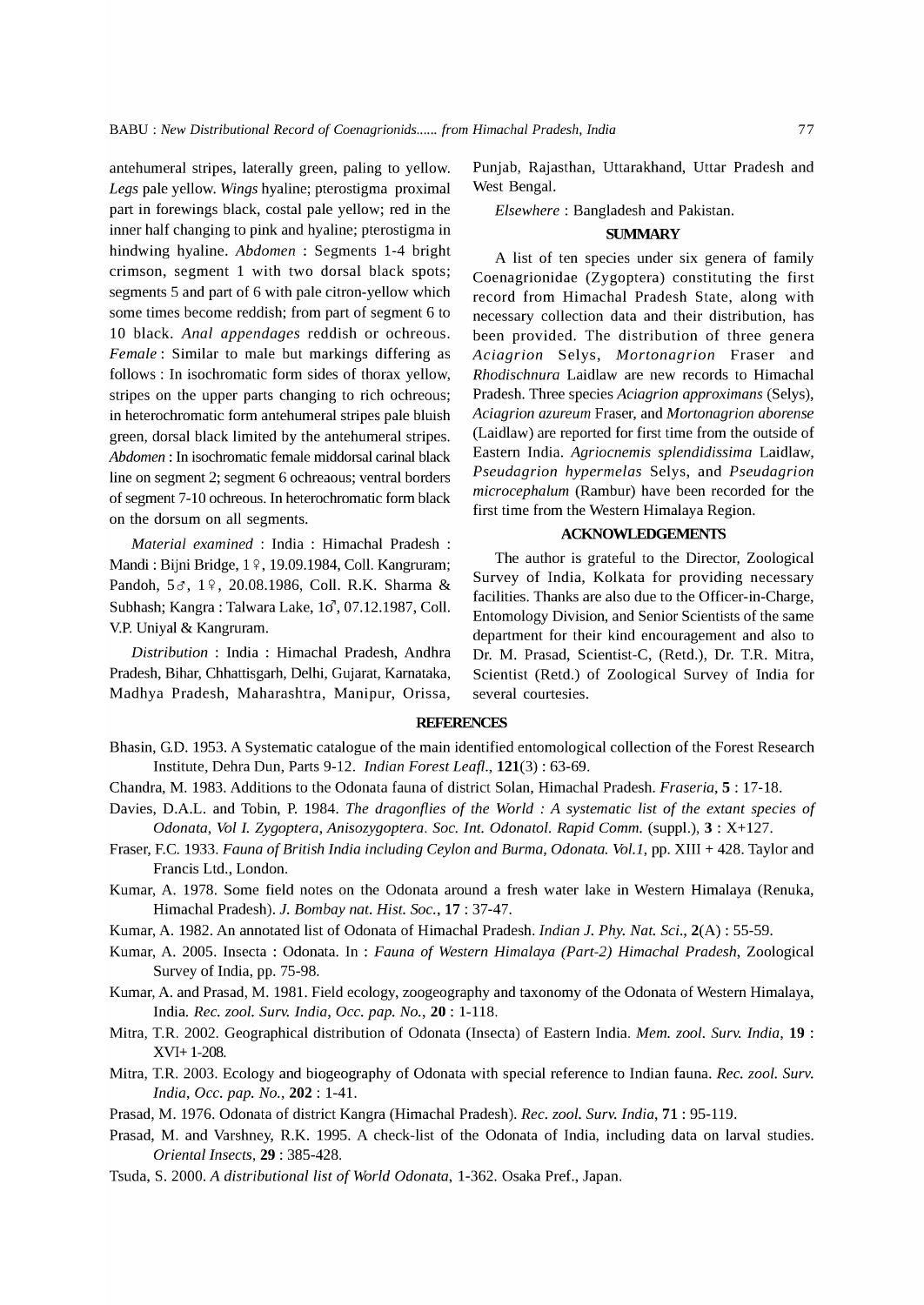antehumeral stripes, laterally green, paling to yellow. *Legs* pale yellow. *Wings* hyaline; pterostigma proximal part in forewings black, costal pale yellow; red in the inner half changing to pink and hyaline; pterostigma in hindwing hyaline. *Abdomen* : Segments 1-4 bright crimson, segment 1 with two dorsal black spots; segments 5 and part of 6 with pale citron-yellow which some times become reddish; from part of segment 6 to 10 black. *Anal appendages* reddish or ochreous. *Female* : Similar to male but markings differing as follows : In isochromatic form sides of thorax yellow, stripes on the upper parts changing to rich ochreous; in heterochromatic form antehumeral stripes pale bluish green, dorsal black limited by the antehumeral stripes. *Abdomen* : In isochromatic female middorsal carinal black line on segment 2; segment 6 ochreaous; ventral borders of segment 7-10 ochreous. In heterochromatic form black on the dorsum on all segments.

*Material examined* : India : Himachal Pradesh : Mandi : Bijni Bridge, 1♀, 19.09.1984, Coll. Kangruram; Pandoh, 5♂, 1♀, 20.08.1986, Coll. R.K. Sharma & Subhash; Kangra : Talwara Lake, 1♂, 07.12.1987, Coll. V.P. Uniyal & Kangruram.

*Distribution* : India : Himachal Pradesh, Andhra Pradesh, Bihar, Chhattisgarh, Delhi, Gujarat, Karnataka, Madhya Pradesh, Maharashtra, Manipur, Orissa, Punjab, Rajasthan, Uttarakhand, Uttar Pradesh and West Bengal.

*Elsewhere* : Bangladesh and Pakistan.

## SUMMARY

A list of ten species under six genera of family Coenagrionidae (Zygoptera) constituting the first record from Himachal Pradesh State, along with necessary collection data and their distribution, has been provided. The distribution of three genera *Aciagrion* Selys, *Mortonagrion* Fraser and *Rhodischnura* Laidlaw are new records to Himachal Pradesh. Three species *Aciagrion approximans* (Selys), *Aciagrion azureum* Fraser, and *Mortonagrion aborense* (Laidlaw) are reported for first time from the outside of Eastern India. *Agriocnemis splendidissima* Laidlaw, *Pseudagrion hypermelas* Selys, and *Pseudagrion microcephalum* (Rambur) have been recorded for the first time from the Western Himalaya Region.

## ACKNOWLEDGEMENTS

The author is grateful to the Director, Zoological Survey of India, Kolkata for providing necessary facilities. Thanks are also due to the Officer-in-Charge, Entomology Division, and Senior Scientists of the same department for their kind encouragement and also to Dr. M. Prasad, Scientist-C, (Retd.), Dr. T.R. Mitra, Scientist (Retd.) of Zoological Survey of India for several courtesies.

## REFERENCES

Bhasin, G.D. 1953. A Systematic catalogue of the main identified entomological collection of the Forest Research Institute, Dehra Dun, Parts 9-12. *Indian Forest Leafl.*, **121**(3) : 63-69.

Chandra, M. 1983. Additions to the Odonata fauna of district Solan, Himachal Pradesh. *Fraseria*, **5** : 17-18.

Davies, D.A.L. and Tobin, P. 1984. *The dragonflies of the World : A systematic list of the extant species of Odonata, Vol I. Zygoptera, Anisozygoptera. Soc. Int. Odonatol. Rapid Comm.* (suppl.), **3** : X+127.

Fraser, F.C. 1933. *Fauna of British India including Ceylon and Burma, Odonata. Vol.1*, pp. XIII + 428. Taylor and Francis Ltd., London.

Kumar, A. 1978. Some field notes on the Odonata around a fresh water lake in Western Himalaya (Renuka, Himachal Pradesh). *J. Bombay nat. Hist. Soc.*, **17** : 37-47.

Kumar, A. 1982. An annotated list of Odonata of Himachal Pradesh. *Indian J. Phy. Nat. Sci.*, **2**(A) : 55-59.

Kumar, A. 2005. Insecta : Odonata. In : *Fauna of Western Himalaya (Part-2) Himachal Pradesh*, Zoological Survey of India, pp. 75-98.

Kumar, A. and Prasad, M. 1981. Field ecology, zoogeography and taxonomy of the Odonata of Western Himalaya, India. *Rec. zool. Surv. India, Occ. pap. No.*, **20** : 1-118.

Mitra, T.R. 2002. Geographical distribution of Odonata (Insecta) of Eastern India. *Mem. zool. Surv. India*, **19** : XVI+ 1-208.

Mitra, T.R. 2003. Ecology and biogeography of Odonata with special reference to Indian fauna. *Rec. zool. Surv. India, Occ. pap. No.*, **202** : 1-41.

Prasad, M. 1976. Odonata of district Kangra (Himachal Pradesh). *Rec. zool. Surv. India*, **71** : 95-119.

Prasad, M. and Varshney, R.K. 1995. A check-list of the Odonata of India, including data on larval studies. *Oriental Insects*, **29** : 385-428.

Tsuda, S. 2000. *A distributional list of World Odonata*, 1-362. Osaka Pref., Japan.